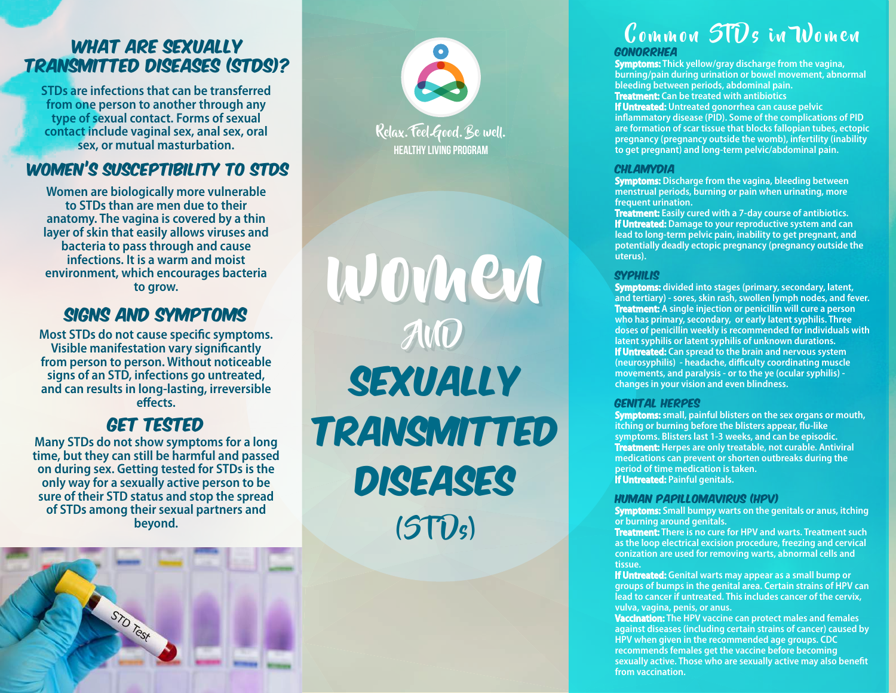# What are Sexually Transmitted Diseases (STDs)?

STDs are infections that can be transferred from one person to another through any type of sexual contact. Forms of sexual contact include vaginal sex, anal sex, oral sex, or mutual masturbation.

## Women's Susceptibility to STDs

Women are biologically more vulnerable to STDs than are men due to their anatomy. The vagina is covered by a thin layer of skin that easily allows viruses and bacteria to pass through and cause infections. It is a warm and moist environment, which encourages bacteria to grow.

## Signs and Symptoms

Most STDs do not cause specific symptoms. Visible manifestation vary significantly from person to person. Without noticeable signs of an STD, infections go untreated, and can results in long-lasting, irreversible effects.

## Get Tested

Many STDs do not show symptoms for a long time, but they can still be harmful and passed on during sex. Getting tested for STDs is the only way for a sexually active person to be sure of their STD status and stop the spread of STDs among their sexual partners and beyond.

STD Test

Relax. Feel Good. Be well.

HEALTHY LIVING PROGRAM

# Women and Sexually Transmitted Diseases (STDs)

## Common STDs in Women

### Gonorrhea

**Symptoms:** Thick yellow/gray discharge from the vagina, burning/pain during urination or bowel movement, abnormal bleeding between periods, abdominal pain.

**Treatment:** Can be treated with antibiotics

**If Untreated:** Untreated gonorrhea can cause pelvic inflammatory disease (PID). Some of the complications of PID are formation of scar tissue that blocks fallopian tubes, ectopic pregnancy (pregnancy outside the womb), infertility (inability to get pregnant) and long-term pelvic/abdominal pain.

### Chlamydia

**Symptoms:** Discharge from the vagina, bleeding between menstrual periods, burning or pain when urinating, more frequent urination.

**Treatment:** Easily cured with a 7-day course of antibiotics.

**If Untreated:** Damage to your reproductive system and can lead to long-term pelvic pain, inability to get pregnant, and potentially deadly ectopic pregnancy (pregnancy outside the uterus).

### Syphilis

**Symptoms:** divided into stages (primary, secondary, latent, and tertiary) - sores, skin rash, swollen lymph nodes, and fever.

**Treatment:** A single injection or penicillin will cure a person who has primary, secondary, or early latent syphilis. Three doses of penicillin weekly is recommended for individuals with latent syphilis or latent syphilis of unknown durations.

**If Untreated:** Can spread to the brain and nervous system (neurosyphilis) - headache, difficulty coordinating muscle movements, and paralysis - or to the ye (ocular syphilis) - changes in your vision and even blindness.

### Genital Herpes

**Symptoms:** small, painful blisters on the sex organs or mouth, itching or burning before the blisters appear, flu-like symptoms. Blisters last 1-3 weeks, and can be episodic.

**Treatment:** Herpes are only treatable, not curable. Antiviral medications can prevent or shorten outbreaks during the period of time medication is taken.

**If Untreated:** Painful genitals.

### Human Papillomavirus (HPV)

**Symptoms:** Small bumpy warts on the genitals or anus, itching or burning around genitals.

**Treatment:** There is no cure for HPV and warts. Treatment such as the loop electrical excision procedure, freezing and cervical conization are used for removing warts, abnormal cells and tissue.

**If Untreated:** Genital warts may appear as a small bump or groups of bumps in the genital area. Certain strains of HPV can lead to cancer if untreated. This includes cancer of the cervix, vulva, vagina, penis, or anus.

**Vaccination:** The HPV vaccine can protect males and females against diseases (including certain strains of cancer) caused by HPV when given in the recommended age groups. CDC recommends females get the vaccine before becoming sexually active. Those who are sexually active may also benefit from vaccination.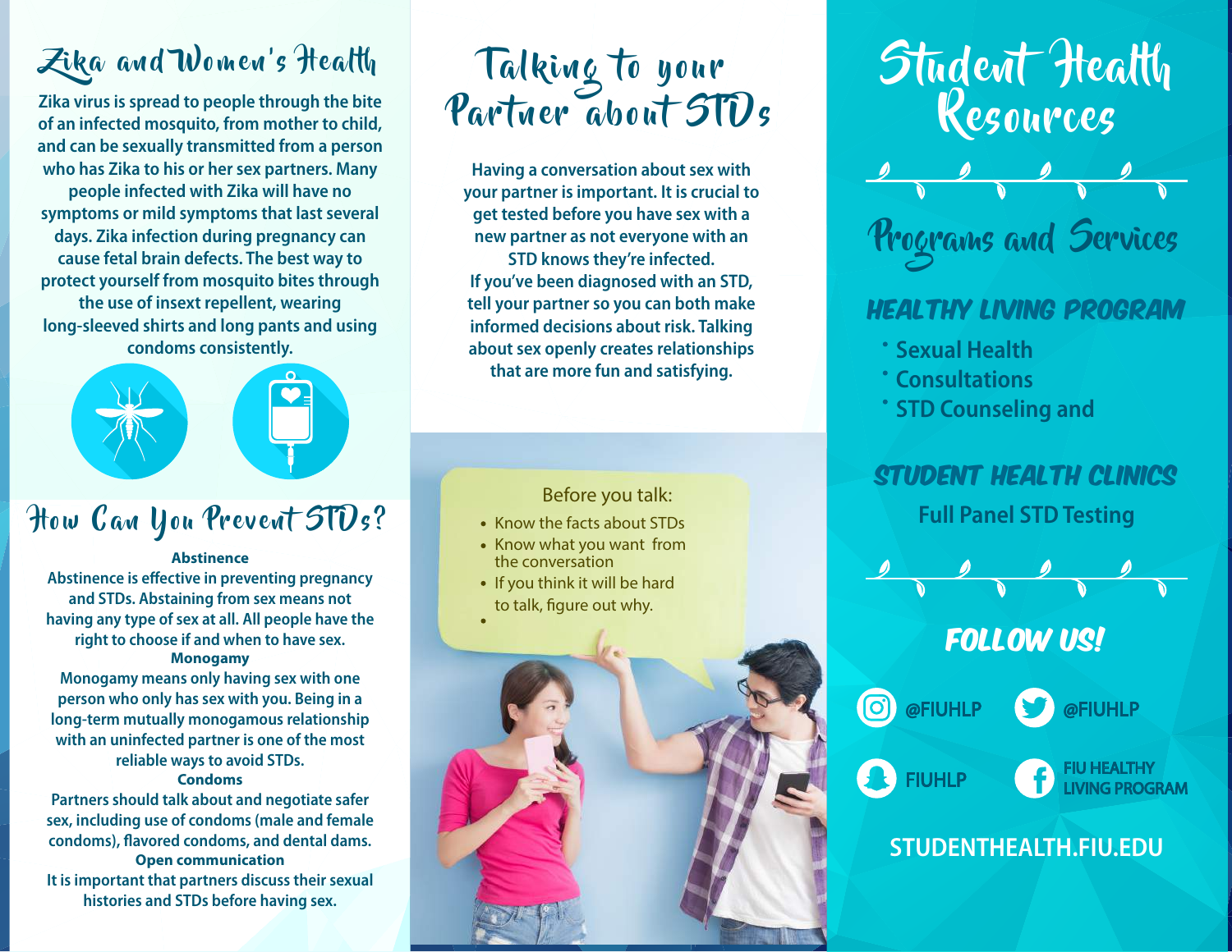## Zika and Women's Health

Zika virus is spread to people through the bite of an infected mosquito, from mother to child, and can be sexually transmitted from a person who has Zika to his or her sex partners. Many people infected with Zika will have no symptoms or mild symptoms that last several days. Zika infection during pregnancy can cause fetal brain defects. The best way to protect yourself from mosquito bites through the use of insext repellent, wearing long-sleeved shirts and long pants and using condoms consistently.

## How Can You Prevent STDs?

**Abstinence**

Abstinence is effective in preventing pregnancy and STDs. Abstaining from sex means not having any type of sex at all. All people have the right to choose if and when to have sex.

**Monogamy**

Monogamy means only having sex with one person who only has sex with you. Being in a long-term mutually monogamous relationship with an uninfected partner is one of the most reliable ways to avoid STDs.

**Condoms**

Partners should talk about and negotiate safer sex, including use of condoms (male and female condoms), flavored condoms, and dental dams.

**Open communication**

It is important that partners discuss their sexual histories and STDs before having sex.

## Talking to your Partner about STDs

Having a conversation about sex with your partner is important. It is crucial to get tested before you have sex with a new partner as not everyone with an STD knows they're infected.
If you've been diagnosed with an STD, tell your partner so you can both make informed decisions about risk. Talking about sex openly creates relationships that are more fun and satisfying.

Before you talk:

- Know the facts about STDs
- Know what you want from the conversation
- If you think it will be hard to talk, figure out why.
-

# Student Health Resources

## Programs and Services

### HEALTHY LIVING PROGRAM

- Sexual Health
- Consultations
- STD Counseling and

### STUDENT HEALTH CLINICS

Full Panel STD Testing

### FOLLOW US!

@FIUHLP

@FIUHLP

FIUHLP

FIU HEALTHY LIVING PROGRAM

STUDENTHEALTH.FIU.EDU